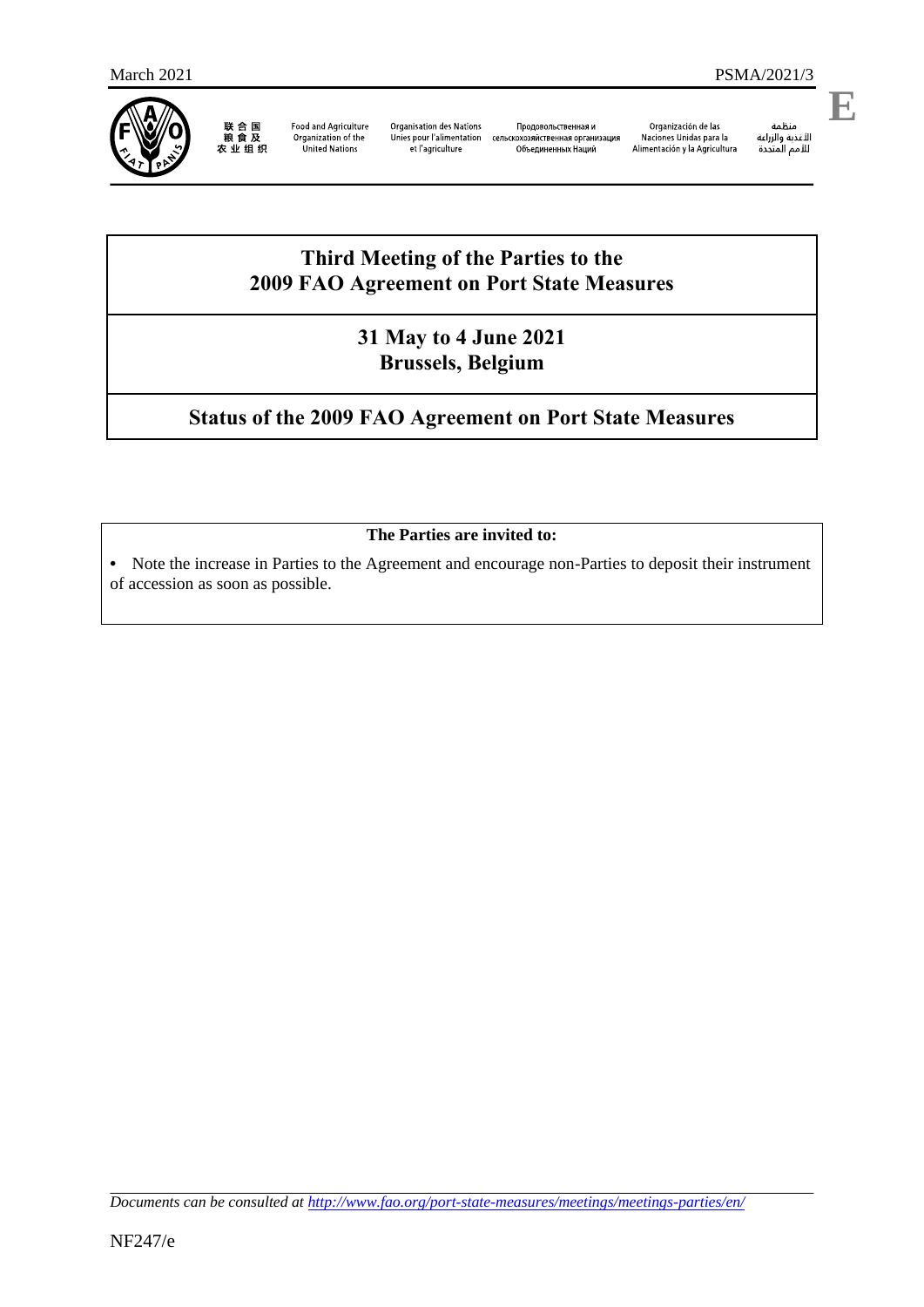March 2021 PSMA/2021/3

E

联合国粮食及农业组织 | Food and Agriculture Organization of the United Nations | Organisation des Nations Unies pour l'alimentation et l'agriculture | Продовольственная и сельскохозяйственная организация Объединенных Наций | Organización de las Naciones Unidas para la Alimentación y la Agricultura | منظمة الأغذية والزراعة للأمم المتحدة

# Third Meeting of the Parties to the 2009 FAO Agreement on Port State Measures

## 31 May to 4 June 2021 Brussels, Belgium

## Status of the 2009 FAO Agreement on Port State Measures

**The Parties are invited to:**

- Note the increase in Parties to the Agreement and encourage non-Parties to deposit their instrument of accession as soon as possible.

*Documents can be consulted at http://www.fao.org/port-state-measures/meetings/meetings-parties/en/*

NF247/e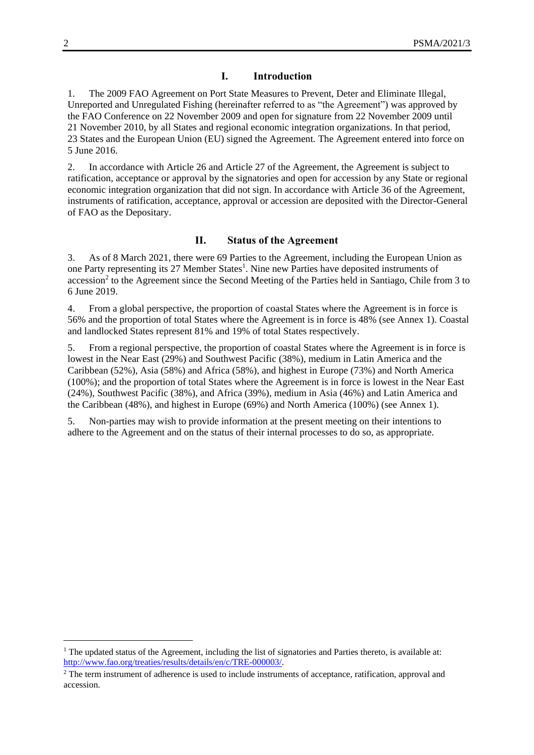## I. Introduction

1. The 2009 FAO Agreement on Port State Measures to Prevent, Deter and Eliminate Illegal, Unreported and Unregulated Fishing (hereinafter referred to as "the Agreement") was approved by the FAO Conference on 22 November 2009 and open for signature from 22 November 2009 until 21 November 2010, by all States and regional economic integration organizations. In that period, 23 States and the European Union (EU) signed the Agreement. The Agreement entered into force on 5 June 2016.

2. In accordance with Article 26 and Article 27 of the Agreement, the Agreement is subject to ratification, acceptance or approval by the signatories and open for accession by any State or regional economic integration organization that did not sign. In accordance with Article 36 of the Agreement, instruments of ratification, acceptance, approval or accession are deposited with the Director-General of FAO as the Depositary.

## II. Status of the Agreement

3. As of 8 March 2021, there were 69 Parties to the Agreement, including the European Union as one Party representing its 27 Member States[1]. Nine new Parties have deposited instruments of accession[2] to the Agreement since the Second Meeting of the Parties held in Santiago, Chile from 3 to 6 June 2019.

4. From a global perspective, the proportion of coastal States where the Agreement is in force is 56% and the proportion of total States where the Agreement is in force is 48% (see Annex 1). Coastal and landlocked States represent 81% and 19% of total States respectively.

5. From a regional perspective, the proportion of coastal States where the Agreement is in force is lowest in the Near East (29%) and Southwest Pacific (38%), medium in Latin America and the Caribbean (52%), Asia (58%) and Africa (58%), and highest in Europe (73%) and North America (100%); and the proportion of total States where the Agreement is in force is lowest in the Near East (24%), Southwest Pacific (38%), and Africa (39%), medium in Asia (46%) and Latin America and the Caribbean (48%), and highest in Europe (69%) and North America (100%) (see Annex 1).

5. Non-parties may wish to provide information at the present meeting on their intentions to adhere to the Agreement and on the status of their internal processes to do so, as appropriate.

---

[1] The updated status of the Agreement, including the list of signatories and Parties thereto, is available at: http://www.fao.org/treaties/results/details/en/c/TRE-000003/.

[2] The term instrument of adherence is used to include instruments of acceptance, ratification, approval and accession.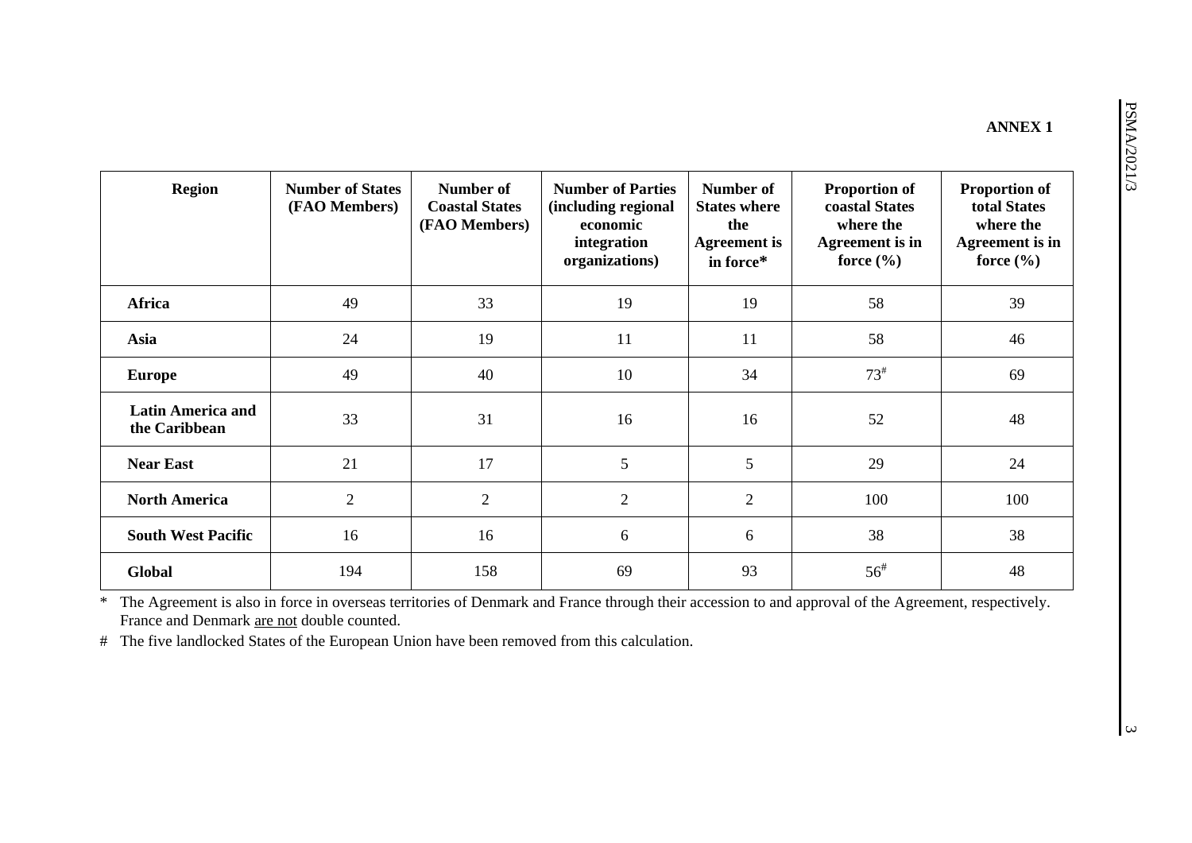**ANNEX 1**

| Region | Number of States (FAO Members) | Number of Coastal States (FAO Members) | Number of Parties (including regional economic integration organizations) | Number of States where the Agreement is in force* | Proportion of coastal States where the Agreement is in force (%) | Proportion of total States where the Agreement is in force (%) |
|---|---|---|---|---|---|---|
| **Africa** | 49 | 33 | 19 | 19 | 58 | 39 |
| **Asia** | 24 | 19 | 11 | 11 | 58 | 46 |
| **Europe** | 49 | 40 | 10 | 34 | 73# | 69 |
| **Latin America and the Caribbean** | 33 | 31 | 16 | 16 | 52 | 48 |
| **Near East** | 21 | 17 | 5 | 5 | 29 | 24 |
| **North America** | 2 | 2 | 2 | 2 | 100 | 100 |
| **South West Pacific** | 16 | 16 | 6 | 6 | 38 | 38 |
| **Global** | 194 | 158 | 69 | 93 | 56# | 48 |

* The Agreement is also in force in overseas territories of Denmark and France through their accession to and approval of the Agreement, respectively. France and Denmark are not double counted.

# The five landlocked States of the European Union have been removed from this calculation.